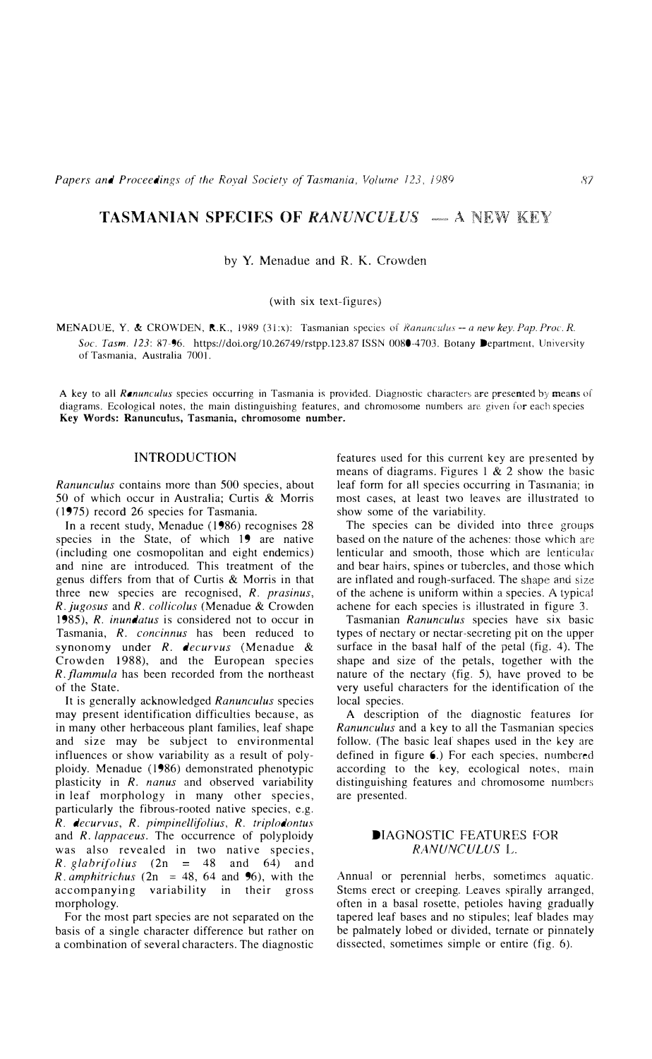# TASMANIAN SPECIES OF *RANUNCULUS* — A NEW KEY

by Y. Menadue and R. K. Crowden

(with six text-figures)

MENADUE, Y. & CROWDEN, R.K., 1989 (31:x): Tasmanian species of *Ranunculus* -- *a new key*. *Pap. Proc. R. Soc. Tasm.* *123*: 87-96. https://doi.org/10.26749/rstpp.123.87 ISSN 0080-4703. Botany Department, University of Tasmania, Australia 7001.

A key to all *Ranunculus* species occurring in Tasmania is provided. Diagnostic characters are presented by means of diagrams. Ecological notes, the main distinguishing features, and chromosome numbers are given for each species
**Key Words: Ranunculus, Tasmania, chromosome number.**

## INTRODUCTION

*Ranunculus* contains more than 500 species, about 50 of which occur in Australia; Curtis & Morris (1975) record 26 species for Tasmania.

In a recent study, Menadue (1986) recognises 28 species in the State, of which 19 are native (including one cosmopolitan and eight endemics) and nine are introduced. This treatment of the genus differs from that of Curtis & Morris in that three new species are recognised, *R. prasinus*, *R. jugosus* and *R. collicolus* (Menadue & Crowden 1985), *R. inundatus* is considered not to occur in Tasmania, *R. concinnus* has been reduced to synonomy under *R. decurvus* (Menadue & Crowden 1988), and the European species *R. flammula* has been recorded from the northeast of the State.

It is generally acknowledged *Ranunculus* species may present identification difficulties because, as in many other herbaceous plant families, leaf shape and size may be subject to environmental influences or show variability as a result of polyploidy. Menadue (1986) demonstrated phenotypic plasticity in *R. nanus* and observed variability in leaf morphology in many other species, particularly the fibrous-rooted native species, e.g. *R. decurvus*, *R. pimpinellifolius*, *R. triplodontus* and *R. lappaceus*. The occurrence of polyploidy was also revealed in two native species, *R. glabrifolius* (2n = 48 and 64) and *R. amphitrichus* (2n = 48, 64 and 96), with the accompanying variability in their gross morphology.

For the most part species are not separated on the basis of a single character difference but rather on a combination of several characters. The diagnostic features used for this current key are presented by means of diagrams. Figures 1 & 2 show the basic leaf form for all species occurring in Tasmania; in most cases, at least two leaves are illustrated to show some of the variability.

The species can be divided into three groups based on the nature of the achenes: those which are lenticular and smooth, those which are lenticular and bear hairs, spines or tubercles, and those which are inflated and rough-surfaced. The shape and size of the achene is uniform within a species. A typical achene for each species is illustrated in figure 3.

Tasmanian *Ranunculus* species have six basic types of nectary or nectar-secreting pit on the upper surface in the basal half of the petal (fig. 4). The shape and size of the petals, together with the nature of the nectary (fig. 5), have proved to be very useful characters for the identification of the local species.

A description of the diagnostic features for *Ranunculus* and a key to all the Tasmanian species follow. (The basic leaf shapes used in the key are defined in figure 6.) For each species, numbered according to the key, ecological notes, main distinguishing features and chromosome numbers are presented.

## DIAGNOSTIC FEATURES FOR *RANUNCULUS* L.

Annual or perennial herbs, sometimes aquatic. Stems erect or creeping. Leaves spirally arranged, often in a basal rosette, petioles having gradually tapered leaf bases and no stipules; leaf blades may be palmately lobed or divided, ternate or pinnately dissected, sometimes simple or entire (fig. 6).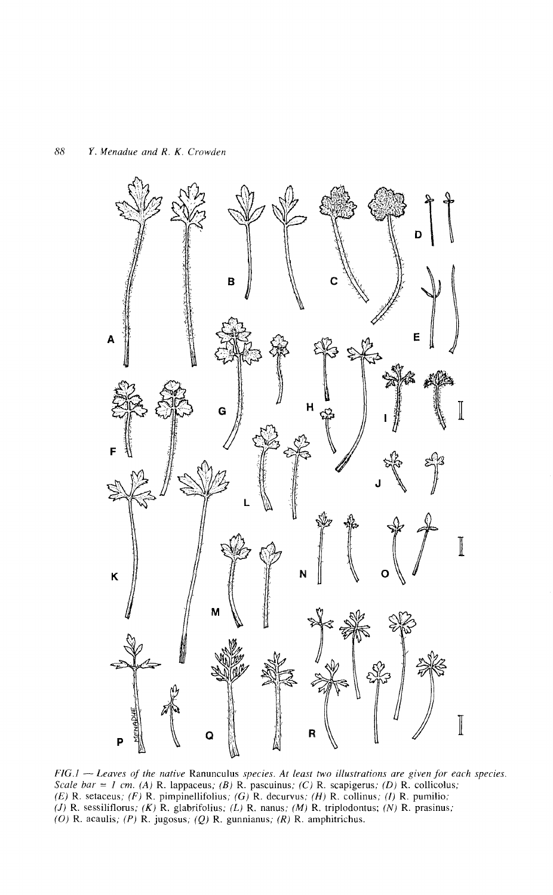*FIG.1 — Leaves of the native* Ranunculus *species. At least two illustrations are given for each species. Scale bar = 1 cm. (A)* R. lappaceus; *(B)* R. pascuinus; *(C)* R. scapigerus; *(D)* R. collicolus; *(E)* R. setaceus; *(F)* R. pimpinellifolius; *(G)* R. decurvus; *(H)* R. collinus; *(I)* R. pumilio; *(J)* R. sessiliflorus; *(K)* R. glabrifolius; *(L)* R. nanus; *(M)* R. triplodontus; *(N)* R. prasinus; *(O)* R. acaulis; *(P)* R. jugosus; *(Q)* R. gunnianus; *(R)* R. amphitrichus.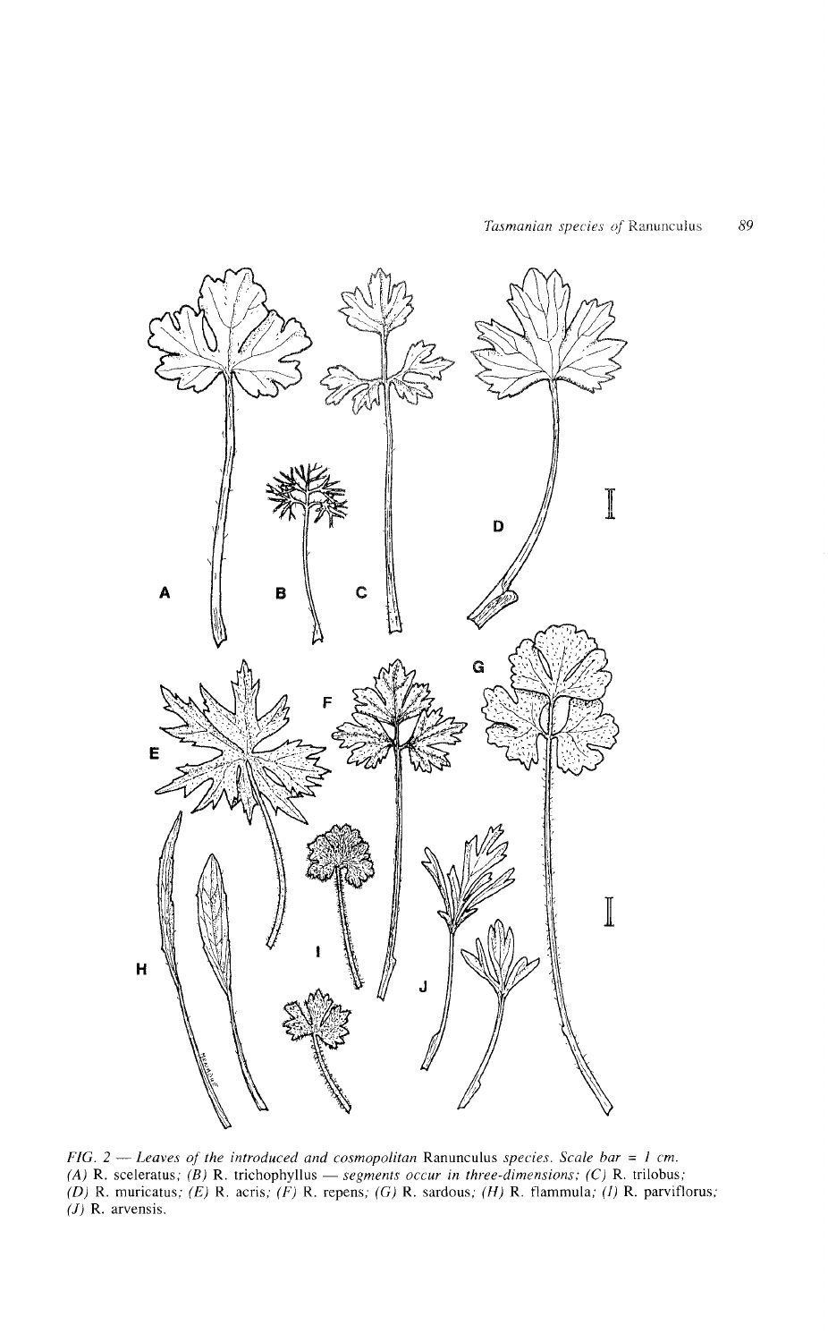*FIG. 2 — Leaves of the introduced and cosmopolitan* Ranunculus *species. Scale bar = 1 cm.*
*(A)* R. sceleratus; *(B)* R. trichophyllus *— segments occur in three-dimensions; (C)* R. trilobus; *(D)* R. muricatus; *(E)* R. acris; *(F)* R. repens; *(G)* R. sardous; *(H)* R. flammula; *(I)* R. parviflorus; *(J)* R. arvensis.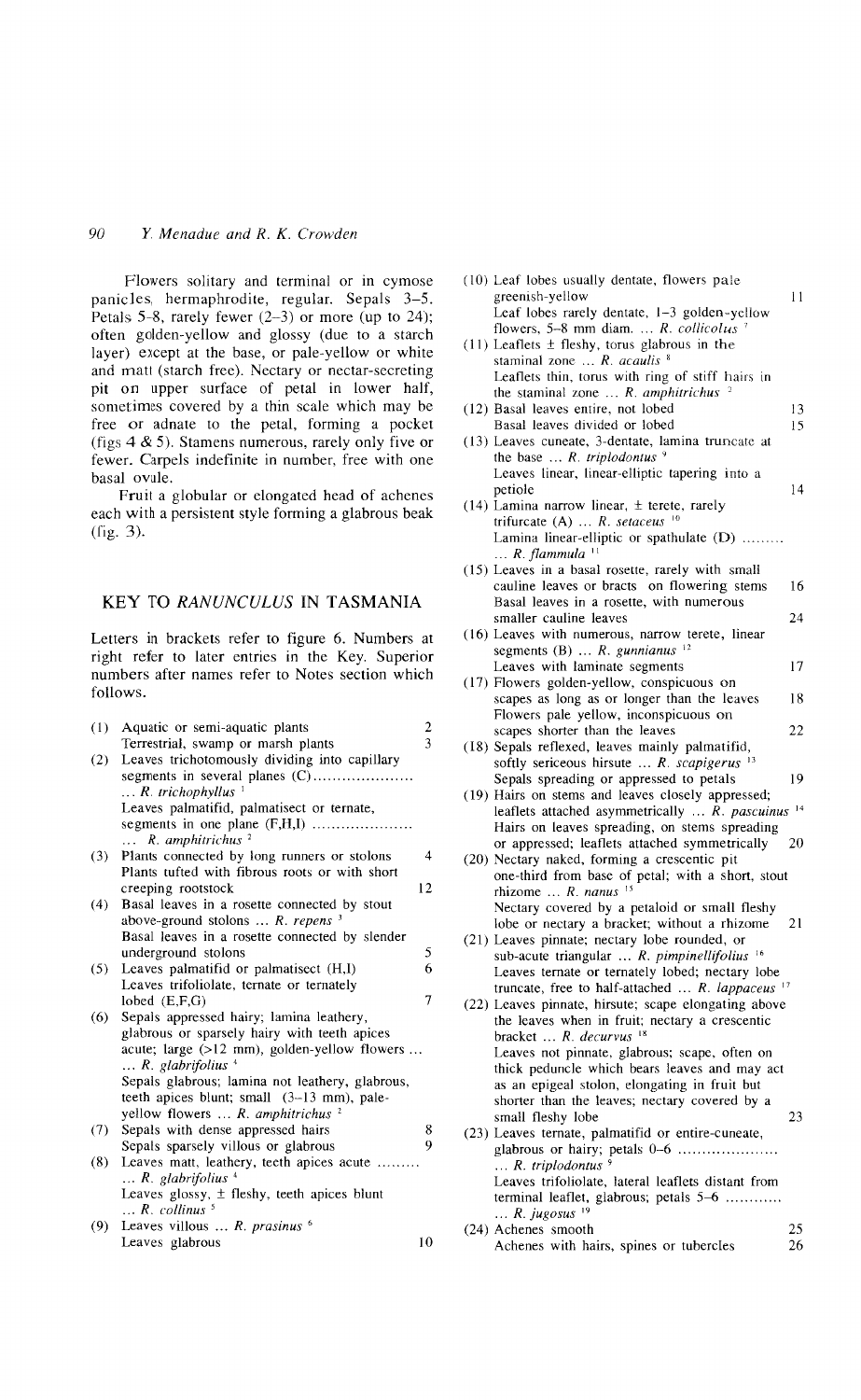Flowers solitary and terminal or in cymose panicles, hermaphrodite, regular. Sepals 3–5. Petals 5–8, rarely fewer (2–3) or more (up to 24); often golden-yellow and glossy (due to a starch layer) except at the base, or pale-yellow or white and matt (starch free). Nectary or nectar-secreting pit on upper surface of petal in lower half, sometimes covered by a thin scale which may be free or adnate to the petal, forming a pocket (figs 4 & 5). Stamens numerous, rarely only five or fewer. Carpels indefinite in number, free with one basal ovule.

Fruit a globular or elongated head of achenes each with a persistent style forming a glabrous beak (fig. 3).

## KEY TO *RANUNCULUS* IN TASMANIA

Letters in brackets refer to figure 6. Numbers at right refer to later entries in the Key. Superior numbers after names refer to Notes section which follows.

(1) Aquatic or semi-aquatic plants ... 2
Terrestrial, swamp or marsh plants ... 3

(2) Leaves trichotomously dividing into capillary segments in several planes (C) ... *R. trichophyllus* [1]
Leaves palmatifid, palmatisect or ternate, segments in one plane (F,H,I) ... *R. amphitrichus* [2]

(3) Plants connected by long runners or stolons ... 4
Plants tufted with fibrous roots or with short creeping rootstock ... 12

(4) Basal leaves in a rosette connected by stout above-ground stolons ... *R. repens* [3]
Basal leaves in a rosette connected by slender underground stolons ... 5

(5) Leaves palmatifid or palmatisect (H,I) ... 6
Leaves trifoliolate, ternate or ternately lobed (E,F,G) ... 7

(6) Sepals appressed hairy; lamina leathery, glabrous or sparsely hairy with teeth apices acute; large (>12 mm), golden-yellow flowers ... *R. glabrifolius* [4]
Sepals glabrous; lamina not leathery, glabrous, teeth apices blunt; small (3–13 mm), pale-yellow flowers ... *R. amphitrichus* [2]

(7) Sepals with dense appressed hairs ... 8
Sepals sparsely villous or glabrous ... 9

(8) Leaves matt, leathery, teeth apices acute ... *R. glabrifolius* [4]
Leaves glossy, ± fleshy, teeth apices blunt ... *R. collinus* [5]

(9) Leaves villous ... *R. prasinus* [6]
Leaves glabrous ... 10

(10) Leaf lobes usually dentate, flowers pale greenish-yellow ... 11
Leaf lobes rarely dentate, 1–3 golden-yellow flowers, 5–8 mm diam. ... *R. collicolus* [7]

(11) Leaflets ± fleshy, torus glabrous in the staminal zone ... *R. acaulis* [8]
Leaflets thin, torus with ring of stiff hairs in the staminal zone ... *R. amphitrichus* [2]

(12) Basal leaves entire, not lobed ... 13
Basal leaves divided or lobed ... 15

(13) Leaves cuneate, 3-dentate, lamina truncate at the base ... *R. triplodontus* [9]
Leaves linear, linear-elliptic tapering into a petiole ... 14

(14) Lamina narrow linear, ± terete, rarely trifurcate (A) ... *R. setaceus* [10]
Lamina linear-elliptic or spathulate (D) ... *R. flammula* [11]

(15) Leaves in a basal rosette, rarely with small cauline leaves or bracts on flowering stems ... 16
Basal leaves in a rosette, with numerous smaller cauline leaves ... 24

(16) Leaves with numerous, narrow terete, linear segments (B) ... *R. gunnianus* [12]
Leaves with laminate segments ... 17

(17) Flowers golden-yellow, conspicuous on scapes as long as or longer than the leaves ... 18
Flowers pale yellow, inconspicuous on scapes shorter than the leaves ... 22

(18) Sepals reflexed, leaves mainly palmatifid, softly sericeous hirsute ... *R. scapigerus* [13]
Sepals spreading or appressed to petals ... 19

(19) Hairs on stems and leaves closely appressed; leaflets attached asymmetrically ... *R. pascuinus* [14]
Hairs on leaves spreading, on stems spreading or appressed; leaflets attached symmetrically ... 20

(20) Nectary naked, forming a crescentic pit one-third from base of petal; with a short, stout rhizome ... *R. nanus* [15]
Nectary covered by a petaloid or small fleshy lobe or nectary a bracket; without a rhizome ... 21

(21) Leaves pinnate; nectary lobe rounded, or sub-acute triangular ... *R. pimpinellifolius* [16]
Leaves ternate or ternately lobed; nectary lobe truncate, free to half-attached ... *R. lappaceus* [17]

(22) Leaves pinnate, hirsute; scape elongating above the leaves when in fruit; nectary a crescentic bracket ... *R. decurvus* [18]
Leaves not pinnate, glabrous; scape, often on thick peduncle which bears leaves and may act as an epigeal stolon, elongating in fruit but shorter than the leaves; nectary covered by a small fleshy lobe ... 23

(23) Leaves ternate, palmatifid or entire-cuneate, glabrous or hairy; petals 0–6 ... *R. triplodontus* [9]
Leaves trifoliolate, lateral leaflets distant from terminal leaflet, glabrous; petals 5–6 ... *R. jugosus* [19]

(24) Achenes smooth ... 25
Achenes with hairs, spines or tubercles ... 26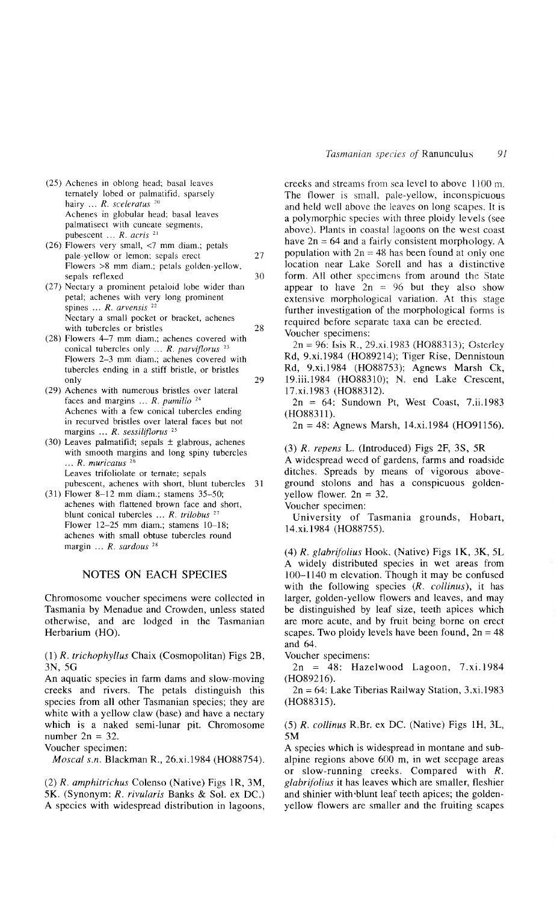(25) Achenes in oblong head; basal leaves ternately lobed or palmatifid, sparsely hairy ... *R. sceleratus* [20]
Achenes in globular head; basal leaves palmatisect with cuneate segments, pubescent ... *R. acris* [21]

(26) Flowers very small, <7 mm diam.; petals pale-yellow or lemon; sepals erect — 27
Flowers >8 mm diam.; petals golden-yellow, sepals reflexed — 30

(27) Nectary a prominent petaloid lobe wider than petal; achenes with very long prominent spines ... *R. arvensis* [22]
Nectary a small pocket or bracket, achenes with tubercles or bristles — 28

(28) Flowers 4–7 mm diam.; achenes covered with conical tubercles only ... *R. parviflorus* [23]
Flowers 2–3 mm diam.; achenes covered with tubercles ending in a stiff bristle, or bristles only — 29

(29) Achenes with numerous bristles over lateral faces and margins ... *R. pumilio* [24]
Achenes with a few conical tubercles ending in recurved bristles over lateral faces but not margins ... *R. sessiliflorus* [25]

(30) Leaves palmatifid; sepals ± glabrous, achenes with smooth margins and long spiny tubercles ... *R. muricatus* [26]
Leaves trifoliolate or ternate; sepals pubescent, achenes with short, blunt tubercles — 31

(31) Flower 8–12 mm diam.; stamens 35–50; achenes with flattened brown face and short, blunt conical tubercles ... *R. trilobus* [27]
Flower 12–25 mm diam.; stamens 10–18; achenes with small obtuse tubercles round margin ... *R. sardous* [28]

## NOTES ON EACH SPECIES

Chromosome voucher specimens were collected in Tasmania by Menadue and Crowden, unless stated otherwise, and are lodged in the Tasmanian Herbarium (HO).

(1) *R. trichophyllus* Chaix (Cosmopolitan) Figs 2B, 3N, 5G
An aquatic species in farm dams and slow-moving creeks and rivers. The petals distinguish this species from all other Tasmanian species; they are white with a yellow claw (base) and have a nectary which is a naked semi-lunar pit. Chromosome number 2n = 32.
Voucher specimen:
*Moscal s.n.* Blackman R., 26.xi.1984 (HO88754).

(2) *R. amphitrichus* Colenso (Native) Figs 1R, 3M, 5K. (Synonym: *R. rivularis* Banks & Sol. ex DC.)
A species with widespread distribution in lagoons, creeks and streams from sea level to above 1100 m. The flower is small, pale-yellow, inconspicuous and held well above the leaves on long scapes. It is a polymorphic species with three ploidy levels (see above). Plants in coastal lagoons on the west coast have 2n = 64 and a fairly consistent morphology. A population with 2n = 48 has been found at only one location near Lake Sorell and has a distinctive form. All other specimens from around the State appear to have 2n = 96 but they also show extensive morphological variation. At this stage further investigation of the morphological forms is required before separate taxa can be erected.
Voucher specimens:
2n = 96: Isis R., 29.xi.1983 (HO88313); Osterley Rd, 9.xi.1984 (HO89214); Tiger Rise, Dennistoun Rd, 9.xi.1984 (HO88753); Agnews Marsh Ck, 19.iii.1984 (HO88310); N. end Lake Crescent, 17.xi.1983 (HO88312).
2n = 64: Sundown Pt, West Coast, 7.ii.1983 (HO88311).
2n = 48: Agnews Marsh, 14.xi.1984 (HO91156).

(3) *R. repens* L. (Introduced) Figs 2F, 3S, 5R
A widespread weed of gardens, farms and roadside ditches. Spreads by means of vigorous above-ground stolons and has a conspicuous golden-yellow flower. 2n = 32.
Voucher specimen:
University of Tasmania grounds, Hobart, 14.xi.1984 (HO88755).

(4) *R. glabrifolius* Hook. (Native) Figs 1K, 3K, 5L
A widely distributed species in wet areas from 100–1140 m elevation. Though it may be confused with the following species (*R. collinus*), it has larger, golden-yellow flowers and leaves, and may be distinguished by leaf size, teeth apices which are more acute, and by fruit being borne on erect scapes. Two ploidy levels have been found, 2n = 48 and 64.
Voucher specimens:
2n = 48: Hazelwood Lagoon, 7.xi.1984 (HO89216).
2n = 64: Lake Tiberias Railway Station, 3.xi.1983 (HO88315).

(5) *R. collinus* R.Br. ex DC. (Native) Figs 1H, 3L, 5M
A species which is widespread in montane and sub-alpine regions above 600 m, in wet seepage areas or slow-running creeks. Compared with *R. glabrifolius* it has leaves which are smaller, fleshier and shinier with blunt leaf teeth apices; the golden-yellow flowers are smaller and the fruiting scapes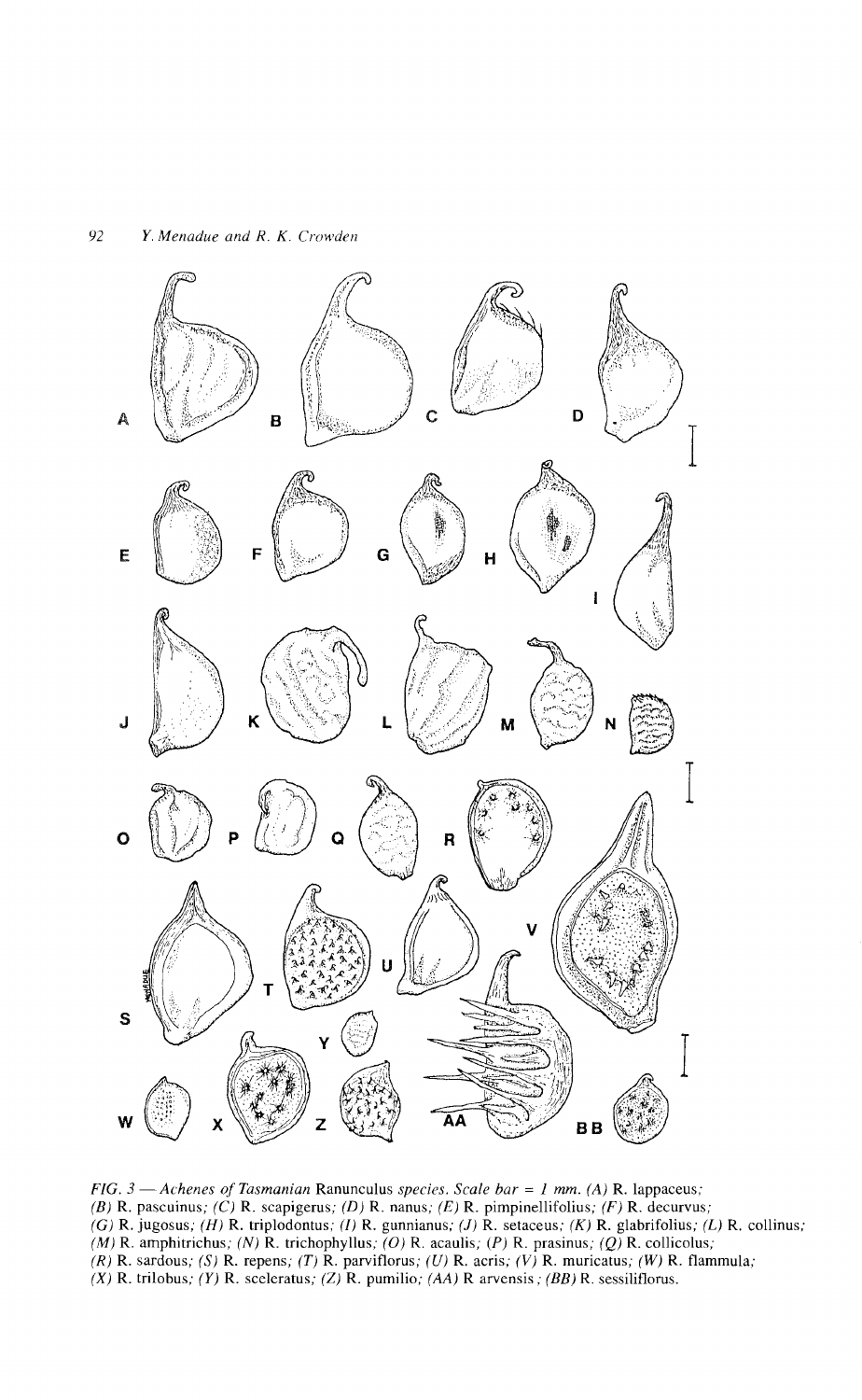FIG. 3 — *Achenes of Tasmanian* Ranunculus *species. Scale bar = 1 mm.* *(A)* R. lappaceus; *(B)* R. pascuinus; *(C)* R. scapigerus; *(D)* R. nanus; *(E)* R. pimpinellifolius; *(F)* R. decurvus; *(G)* R. jugosus; *(H)* R. triplodontus; *(I)* R. gunnianus; *(J)* R. setaceus; *(K)* R. glabrifolius; *(L)* R. collinus; *(M)* R. amphitrichus; *(N)* R. trichophyllus; *(O)* R. acaulis; *(P)* R. prasinus; *(Q)* R. collicolus; *(R)* R. sardous; *(S)* R. repens; *(T)* R. parviflorus; *(U)* R. acris; *(V)* R. muricatus; *(W)* R. flammula; *(X)* R. trilobus; *(Y)* R. sceleratus; *(Z)* R. pumilio; *(AA)* R arvensis; *(BB)* R. sessiliflorus.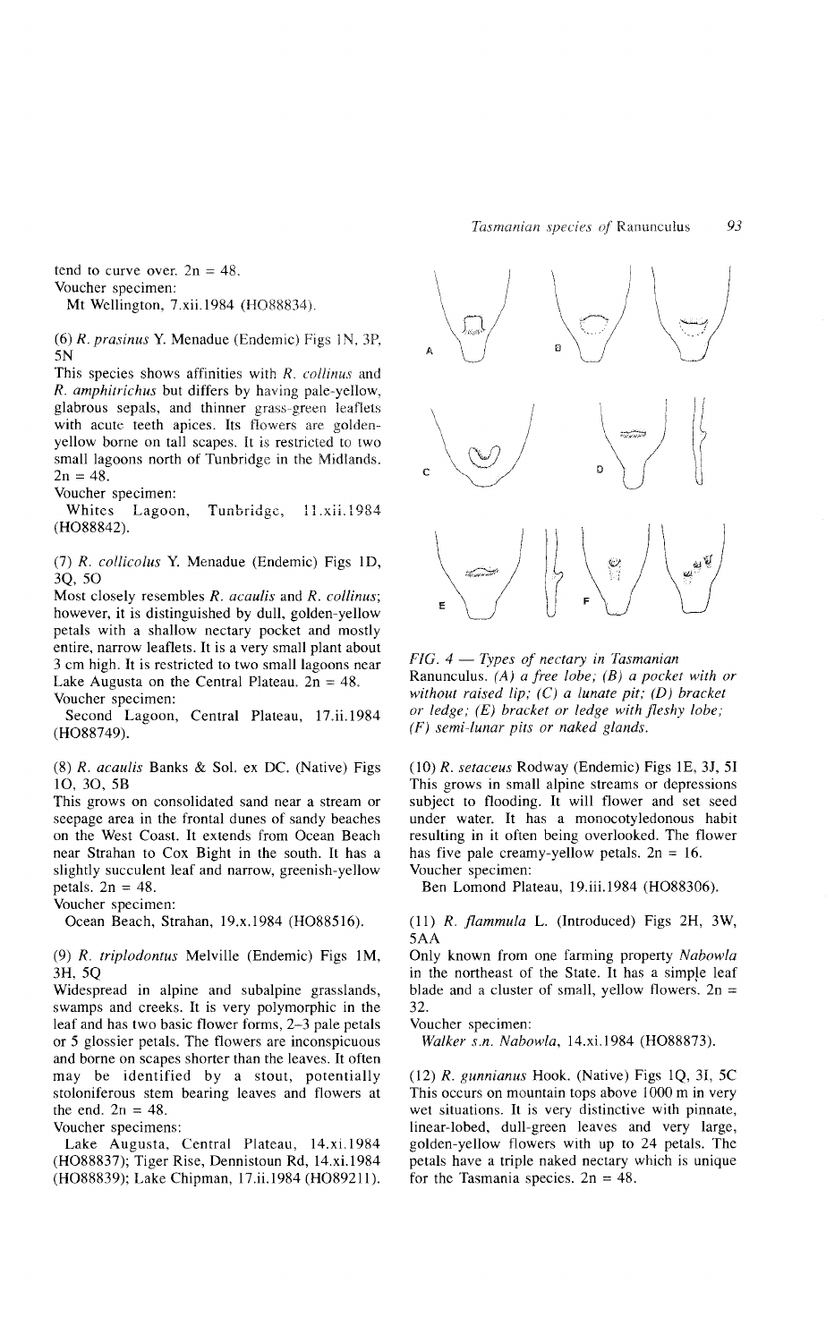tend to curve over. $2n = 48$.
Voucher specimen:
Mt Wellington, 7.xii.1984 (HO88834).

(6) *R. prasinus* Y. Menadue (Endemic) Figs 1N, 3P, 5N
This species shows affinities with *R. collinus* and *R. amphitrichus* but differs by having pale-yellow, glabrous sepals, and thinner grass-green leaflets with acute teeth apices. Its flowers are golden-yellow borne on tall scapes. It is restricted to two small lagoons north of Tunbridge in the Midlands. $2n = 48$.
Voucher specimen:
Whites Lagoon, Tunbridge, 11.xii.1984 (HO88842).

(7) *R. collicolus* Y. Menadue (Endemic) Figs 1D, 3Q, 5O
Most closely resembles *R. acaulis* and *R. collinus*; however, it is distinguished by dull, golden-yellow petals with a shallow nectary pocket and mostly entire, narrow leaflets. It is a very small plant about 3 cm high. It is restricted to two small lagoons near Lake Augusta on the Central Plateau. $2n = 48$.
Voucher specimen:
Second Lagoon, Central Plateau, 17.ii.1984 (HO88749).

(8) *R. acaulis* Banks & Sol. ex DC. (Native) Figs 1O, 3O, 5B
This grows on consolidated sand near a stream or seepage area in the frontal dunes of sandy beaches on the West Coast. It extends from Ocean Beach near Strahan to Cox Bight in the south. It has a slightly succulent leaf and narrow, greenish-yellow petals. $2n = 48$.
Voucher specimen:
Ocean Beach, Strahan, 19.x.1984 (HO88516).

(9) *R. triplodontus* Melville (Endemic) Figs 1M, 3H, 5Q
Widespread in alpine and subalpine grasslands, swamps and creeks. It is very polymorphic in the leaf and has two basic flower forms, 2–3 pale petals or 5 glossier petals. The flowers are inconspicuous and borne on scapes shorter than the leaves. It often may be identified by a stout, potentially stoloniferous stem bearing leaves and flowers at the end. $2n = 48$.
Voucher specimens:
Lake Augusta, Central Plateau, 14.xi.1984 (HO88837); Tiger Rise, Dennistoun Rd, 14.xi.1984 (HO88839); Lake Chipman, 17.ii.1984 (HO89211).

*FIG. 4 — Types of nectary in Tasmanian* Ranunculus. *(A) a free lobe; (B) a pocket with or without raised lip; (C) a lunate pit; (D) bracket or ledge; (E) bracket or ledge with fleshy lobe; (F) semi-lunar pits or naked glands.*

(10) *R. setaceus* Rodway (Endemic) Figs 1E, 3J, 5I
This grows in small alpine streams or depressions subject to flooding. It will flower and set seed under water. It has a monocotyledonous habit resulting in it often being overlooked. The flower has five pale creamy-yellow petals. $2n = 16$.
Voucher specimen:
Ben Lomond Plateau, 19.iii.1984 (HO88306).

(11) *R. flammula* L. (Introduced) Figs 2H, 3W, 5AA
Only known from one farming property *Nabowla* in the northeast of the State. It has a simple leaf blade and a cluster of small, yellow flowers. $2n = 32$.
Voucher specimen:
*Walker s.n. Nabowla*, 14.xi.1984 (HO88873).

(12) *R. gunnianus* Hook. (Native) Figs 1Q, 3I, 5C
This occurs on mountain tops above 1000 m in very wet situations. It is very distinctive with pinnate, linear-lobed, dull-green leaves and very large, golden-yellow flowers with up to 24 petals. The petals have a triple naked nectary which is unique for the Tasmania species. $2n = 48$.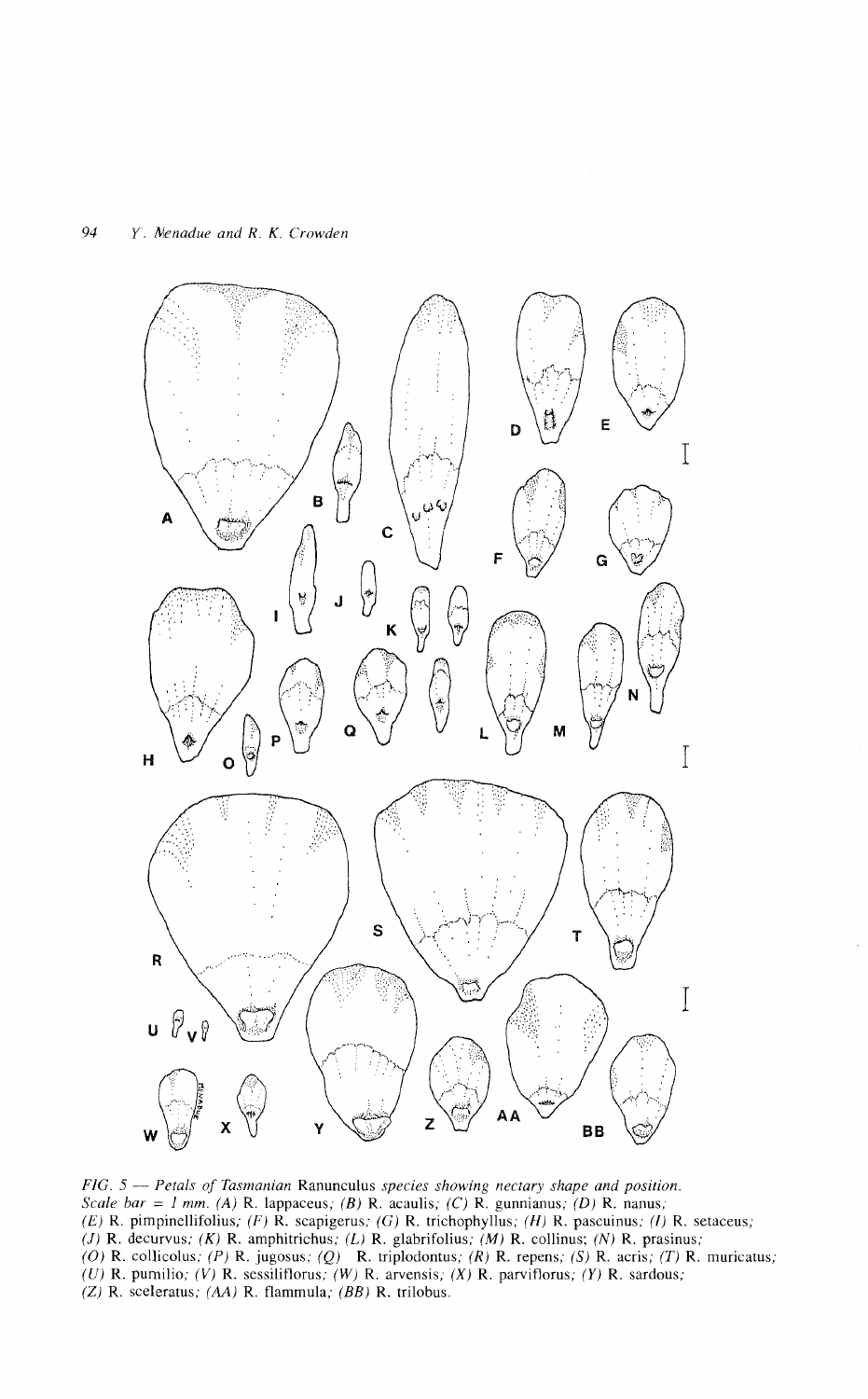*FIG. 5 — Petals of Tasmanian* Ranunculus *species showing nectary shape and position.*
*Scale bar = 1 mm. (A)* R. lappaceus*; (B)* R. acaulis*; (C)* R. gunnianus*; (D)* R. nanus*;*
*(E)* R. pimpinellifolius*; (F)* R. scapigerus*; (G)* R. trichophyllus*; (H)* R. pascuinus*; (I)* R. setaceus*;*
*(J)* R. decurvus*; (K)* R. amphitrichus*; (L)* R. glabrifolius*; (M)* R. collinus*; (N)* R. prasinus*;*
*(O)* R. collicolus*; (P)* R. jugosus*; (Q)* R. triplodontus*; (R)* R. repens*; (S)* R. acris*; (T)* R. muricatus*;*
*(U)* R. pumilio*; (V)* R. sessiliflorus*; (W)* R. arvensis*; (X)* R. parviflorus*; (Y)* R. sardous*;*
*(Z)* R. sceleratus*; (AA)* R. flammula*; (BB)* R. trilobus.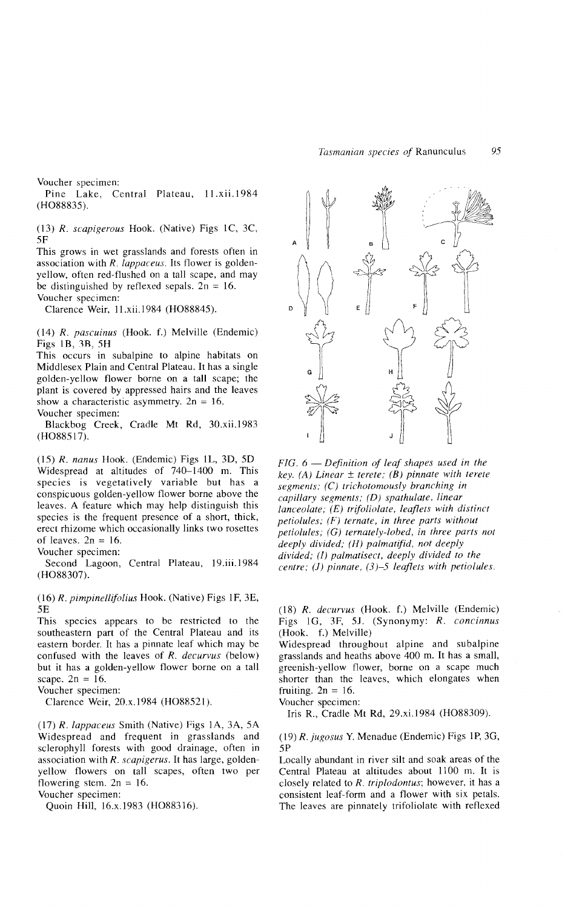Voucher specimen:

Pine Lake, Central Plateau, 11.xii.1984 (HO88835).

(13) *R. scapigerous* Hook. (Native) Figs 1C, 3C, 5F

This grows in wet grasslands and forests often in association with *R. lappaceus*. Its flower is golden-yellow, often red-flushed on a tall scape, and may be distinguished by reflexed sepals. 2n = 16.

Voucher specimen:

Clarence Weir, 11.xii.1984 (HO88845).

(14) *R. pascuinus* (Hook. f.) Melville (Endemic) Figs 1B, 3B, 5H

This occurs in subalpine to alpine habitats on Middlesex Plain and Central Plateau. It has a single golden-yellow flower borne on a tall scape; the plant is covered by appressed hairs and the leaves show a characteristic asymmetry. 2n = 16.

Voucher specimen:

Blackbog Creek, Cradle Mt Rd, 30.xii.1983 (HO88517).

(15) *R. nanus* Hook. (Endemic) Figs 1L, 3D, 5D

Widespread at altitudes of 740–1400 m. This species is vegetatively variable but has a conspicuous golden-yellow flower borne above the leaves. A feature which may help distinguish this species is the frequent presence of a short, thick, erect rhizome which occasionally links two rosettes of leaves. 2n = 16.

Voucher specimen:

Second Lagoon, Central Plateau, 19.iii.1984 (HO88307).

(16) *R. pimpinellifolius* Hook. (Native) Figs 1F, 3E, 5E

This species appears to be restricted to the southeastern part of the Central Plateau and its eastern border. It has a pinnate leaf which may be confused with the leaves of *R. decurvus* (below) but it has a golden-yellow flower borne on a tall scape. 2n = 16.

Voucher specimen:

Clarence Weir, 20.x.1984 (HO88521).

(17) *R. lappaceus* Smith (Native) Figs 1A, 3A, 5A

Widespread and frequent in grasslands and sclerophyll forests with good drainage, often in association with *R. scapigerus*. It has large, golden-yellow flowers on tall scapes, often two per flowering stem. 2n = 16.

Voucher specimen:

Quoin Hill, 16.x.1983 (HO88316).

*FIG. 6 — Definition of leaf shapes used in the key. (A) Linear ± terete; (B) pinnate with terete segments; (C) trichotomously branching in capillary segments; (D) spathulate, linear lanceolate; (E) trifoliolate, leaflets with distinct petiolules; (F) ternate, in three parts without petiolules; (G) ternately-lobed, in three parts not deeply divided; (H) palmatifid, not deeply divided; (I) palmatisect, deeply divided to the centre; (J) pinnate, (3)–5 leaflets with petiolules.*

(18) *R. decurvus* (Hook. f.) Melville (Endemic) Figs 1G, 3F, 5J. (Synonymy: *R. concinnus* (Hook. f.) Melville)

Widespread throughout alpine and subalpine grasslands and heaths above 400 m. It has a small, greenish-yellow flower, borne on a scape much shorter than the leaves, which elongates when fruiting. 2n = 16.

Voucher specimen:

Iris R., Cradle Mt Rd, 29.xi.1984 (HO88309).

(19) *R. jugosus* Y. Menadue (Endemic) Figs 1P, 3G, 5P

Locally abundant in river silt and soak areas of the Central Plateau at altitudes about 1100 m. It is closely related to *R. triplodontus*; however, it has a consistent leaf-form and a flower with six petals. The leaves are pinnately trifoliolate with reflexed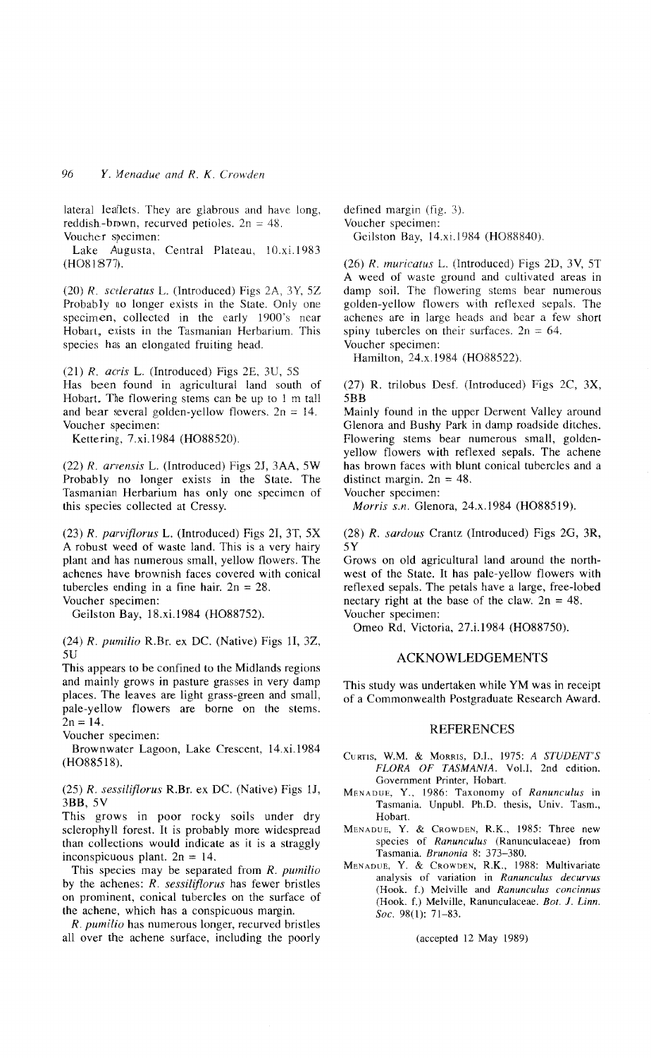lateral leaflets. They are glabrous and have long, reddish-brown, recurved petioles. $2n = 48$.
Voucher specimen:
Lake Augusta, Central Plateau, 10.xi.1983 (HO81877).

(20) *R. sceleratus* L. (Introduced) Figs 2A, 3Y, 5Z
Probably no longer exists in the State. Only one specimen, collected in the early 1900's near Hobart, exists in the Tasmanian Herbarium. This species has an elongated fruiting head.

(21) *R. acris* L. (Introduced) Figs 2E, 3U, 5S
Has been found in agricultural land south of Hobart. The flowering stems can be up to 1 m tall and bear several golden-yellow flowers. $2n = 14$.
Voucher specimen:
Kettering, 7.xi.1984 (HO88520).

(22) *R. arvensis* L. (Introduced) Figs 2J, 3AA, 5W
Probably no longer exists in the State. The Tasmanian Herbarium has only one specimen of this species collected at Cressy.

(23) *R. parviflorus* L. (Introduced) Figs 2I, 3T, 5X
A robust weed of waste land. This is a very hairy plant and has numerous small, yellow flowers. The achenes have brownish faces covered with conical tubercles ending in a fine hair. $2n = 28$.
Voucher specimen:
Geilston Bay, 18.xi.1984 (HO88752).

(24) *R. pumilio* R.Br. ex DC. (Native) Figs 1I, 3Z, 5U
This appears to be confined to the Midlands regions and mainly grows in pasture grasses in very damp places. The leaves are light grass-green and small, pale-yellow flowers are borne on the stems. $2n = 14$.
Voucher specimen:
Brownwater Lagoon, Lake Crescent, 14.xi.1984 (HO88518).

(25) *R. sessiliflorus* R.Br. ex DC. (Native) Figs 1J, 3BB, 5V
This grows in poor rocky soils under dry sclerophyll forest. It is probably more widespread than collections would indicate as it is a straggly inconspicuous plant. $2n = 14$.

This species may be separated from *R. pumilio* by the achenes: *R. sessiliflorus* has fewer bristles on prominent, conical tubercles on the surface of the achene, which has a conspicuous margin.

*R. pumilio* has numerous longer, recurved bristles all over the achene surface, including the poorly defined margin (fig. 3).
Voucher specimen:
Geilston Bay, 14.xi.1984 (HO88840).

(26) *R. muricatus* L. (Introduced) Figs 2D, 3V, 5T
A weed of waste ground and cultivated areas in damp soil. The flowering stems bear numerous golden-yellow flowers with reflexed sepals. The achenes are in large heads and bear a few short spiny tubercles on their surfaces. $2n = 64$.
Voucher specimen:
Hamilton, 24.x.1984 (HO88522).

(27) R. trilobus Desf. (Introduced) Figs 2C, 3X, 5BB
Mainly found in the upper Derwent Valley around Glenora and Bushy Park in damp roadside ditches. Flowering stems bear numerous small, golden-yellow flowers with reflexed sepals. The achene has brown faces with blunt conical tubercles and a distinct margin. $2n = 48$.
Voucher specimen:
*Morris s.n.* Glenora, 24.x.1984 (HO88519).

(28) *R. sardous* Crantz (Introduced) Figs 2G, 3R, 5Y
Grows on old agricultural land around the north-west of the State. It has pale-yellow flowers with reflexed sepals. The petals have a large, free-lobed nectary right at the base of the claw. $2n = 48$.
Voucher specimen:
Omeo Rd, Victoria, 27.i.1984 (HO88750).

## ACKNOWLEDGEMENTS

This study was undertaken while YM was in receipt of a Commonwealth Postgraduate Research Award.

## REFERENCES

Curtis, W.M. & Morris, D.I., 1975: *A STUDENT'S FLORA OF TASMANIA*. Vol.1, 2nd edition. Government Printer, Hobart.

Menadue, Y., 1986: Taxonomy of *Ranunculus* in Tasmania. Unpubl. Ph.D. thesis, Univ. Tasm., Hobart.

Menadue, Y. & Crowden, R.K., 1985: Three new species of *Ranunculus* (Ranunculaceae) from Tasmania. *Brunonia* 8: 373–380.

Menadue, Y. & Crowden, R.K., 1988: Multivariate analysis of variation in *Ranunculus decurvus* (Hook. f.) Melville and *Ranunculus concinnus* (Hook. f.) Melville, Ranunculaceae. *Bot. J. Linn. Soc.* 98(1): 71–83.

(accepted 12 May 1989)